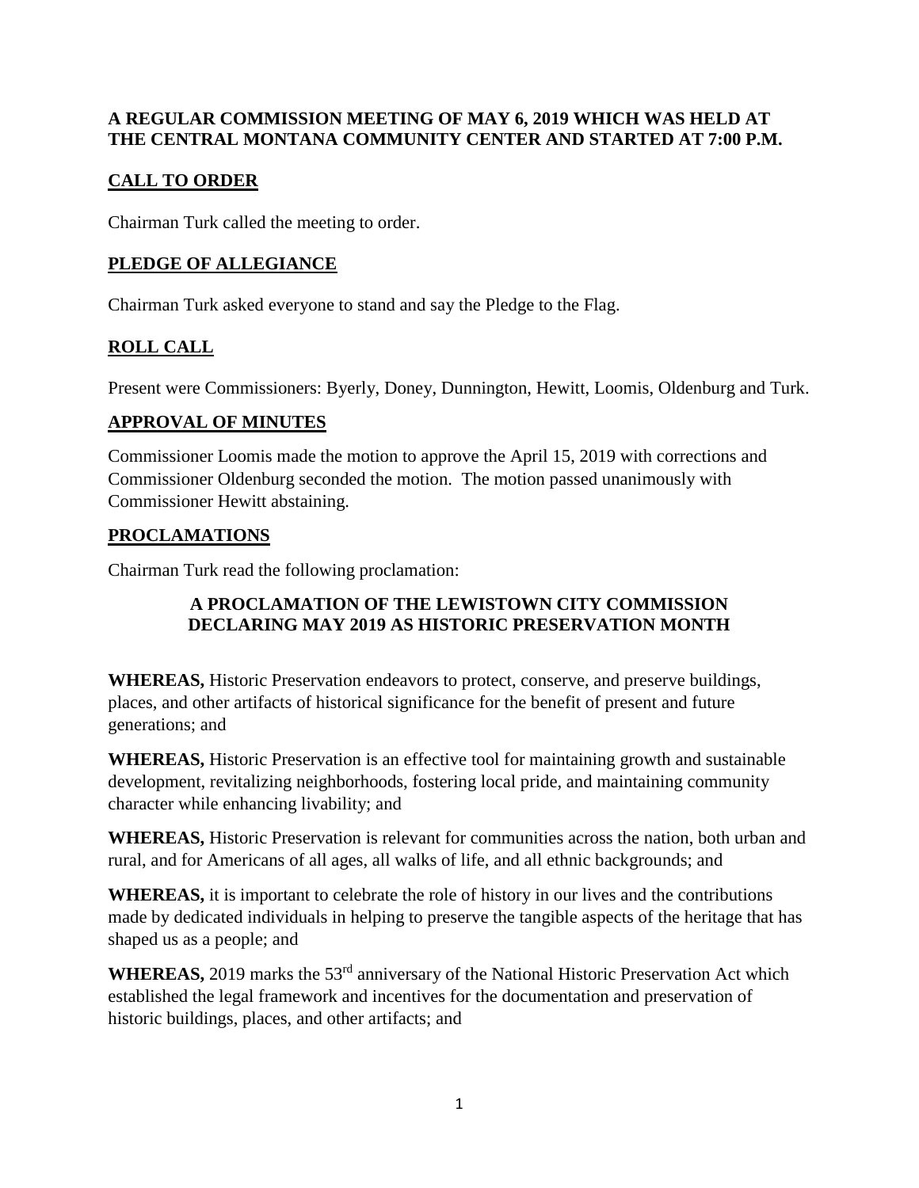**A REGULAR COMMISSION MEETING OF MAY 6, 2019 WHICH WAS HELD AT THE CENTRAL MONTANA COMMUNITY CENTER AND STARTED AT 7:00 P.M.**

## CALL TO ORDER

Chairman Turk called the meeting to order.

## PLEDGE OF ALLEGIANCE

Chairman Turk asked everyone to stand and say the Pledge to the Flag.

## ROLL CALL

Present were Commissioners: Byerly, Doney, Dunnington, Hewitt, Loomis, Oldenburg and Turk.

## APPROVAL OF MINUTES

Commissioner Loomis made the motion to approve the April 15, 2019 with corrections and Commissioner Oldenburg seconded the motion. The motion passed unanimously with Commissioner Hewitt abstaining.

## PROCLAMATIONS

Chairman Turk read the following proclamation:

**A PROCLAMATION OF THE LEWISTOWN CITY COMMISSION DECLARING MAY 2019 AS HISTORIC PRESERVATION MONTH**

**WHEREAS,** Historic Preservation endeavors to protect, conserve, and preserve buildings, places, and other artifacts of historical significance for the benefit of present and future generations; and

**WHEREAS,** Historic Preservation is an effective tool for maintaining growth and sustainable development, revitalizing neighborhoods, fostering local pride, and maintaining community character while enhancing livability; and

**WHEREAS,** Historic Preservation is relevant for communities across the nation, both urban and rural, and for Americans of all ages, all walks of life, and all ethnic backgrounds; and

**WHEREAS,** it is important to celebrate the role of history in our lives and the contributions made by dedicated individuals in helping to preserve the tangible aspects of the heritage that has shaped us as a people; and

**WHEREAS,** 2019 marks the 53rd anniversary of the National Historic Preservation Act which established the legal framework and incentives for the documentation and preservation of historic buildings, places, and other artifacts; and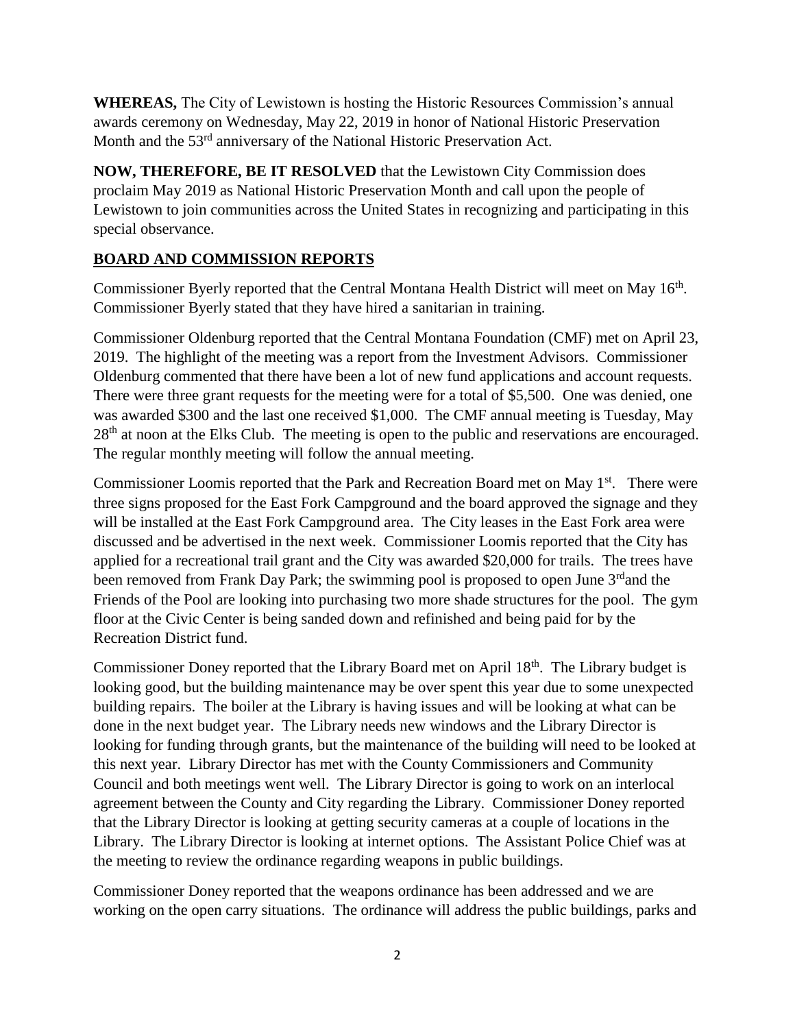**WHEREAS,** The City of Lewistown is hosting the Historic Resources Commission's annual awards ceremony on Wednesday, May 22, 2019 in honor of National Historic Preservation Month and the 53rd anniversary of the National Historic Preservation Act.

**NOW, THEREFORE, BE IT RESOLVED** that the Lewistown City Commission does proclaim May 2019 as National Historic Preservation Month and call upon the people of Lewistown to join communities across the United States in recognizing and participating in this special observance.

## BOARD AND COMMISSION REPORTS

Commissioner Byerly reported that the Central Montana Health District will meet on May 16th. Commissioner Byerly stated that they have hired a sanitarian in training.

Commissioner Oldenburg reported that the Central Montana Foundation (CMF) met on April 23, 2019. The highlight of the meeting was a report from the Investment Advisors. Commissioner Oldenburg commented that there have been a lot of new fund applications and account requests. There were three grant requests for the meeting were for a total of $5,500. One was denied, one was awarded $300 and the last one received $1,000. The CMF annual meeting is Tuesday, May 28th at noon at the Elks Club. The meeting is open to the public and reservations are encouraged. The regular monthly meeting will follow the annual meeting.

Commissioner Loomis reported that the Park and Recreation Board met on May 1st. There were three signs proposed for the East Fork Campground and the board approved the signage and they will be installed at the East Fork Campground area. The City leases in the East Fork area were discussed and be advertised in the next week. Commissioner Loomis reported that the City has applied for a recreational trail grant and the City was awarded $20,000 for trails. The trees have been removed from Frank Day Park; the swimming pool is proposed to open June 3rd and the Friends of the Pool are looking into purchasing two more shade structures for the pool. The gym floor at the Civic Center is being sanded down and refinished and being paid for by the Recreation District fund.

Commissioner Doney reported that the Library Board met on April 18th. The Library budget is looking good, but the building maintenance may be over spent this year due to some unexpected building repairs. The boiler at the Library is having issues and will be looking at what can be done in the next budget year. The Library needs new windows and the Library Director is looking for funding through grants, but the maintenance of the building will need to be looked at this next year. Library Director has met with the County Commissioners and Community Council and both meetings went well. The Library Director is going to work on an interlocal agreement between the County and City regarding the Library. Commissioner Doney reported that the Library Director is looking at getting security cameras at a couple of locations in the Library. The Library Director is looking at internet options. The Assistant Police Chief was at the meeting to review the ordinance regarding weapons in public buildings.

Commissioner Doney reported that the weapons ordinance has been addressed and we are working on the open carry situations. The ordinance will address the public buildings, parks and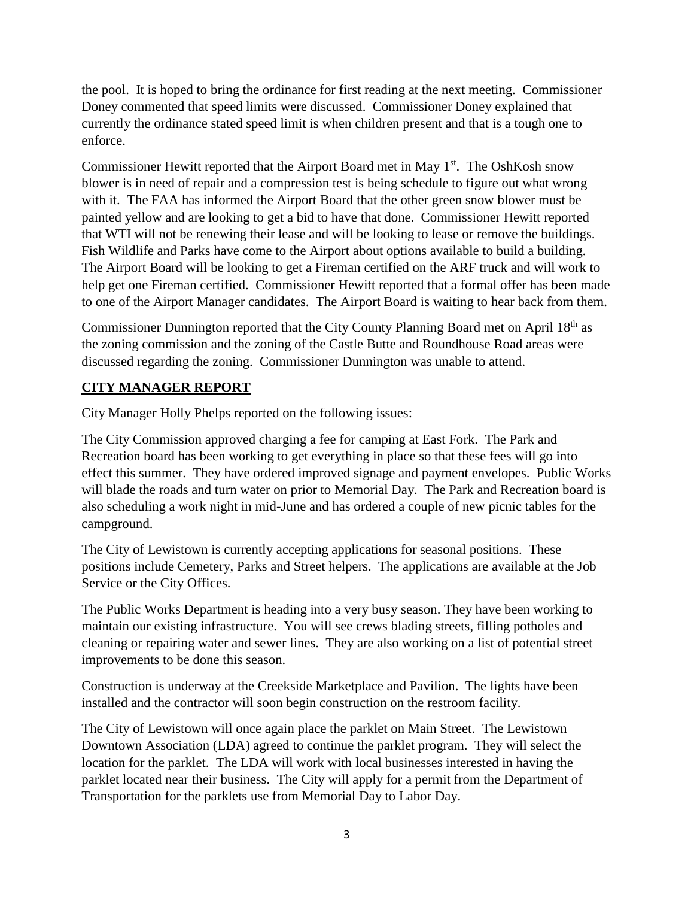the pool. It is hoped to bring the ordinance for first reading at the next meeting. Commissioner Doney commented that speed limits were discussed. Commissioner Doney explained that currently the ordinance stated speed limit is when children present and that is a tough one to enforce.

Commissioner Hewitt reported that the Airport Board met in May 1st. The OshKosh snow blower is in need of repair and a compression test is being schedule to figure out what wrong with it. The FAA has informed the Airport Board that the other green snow blower must be painted yellow and are looking to get a bid to have that done. Commissioner Hewitt reported that WTI will not be renewing their lease and will be looking to lease or remove the buildings. Fish Wildlife and Parks have come to the Airport about options available to build a building. The Airport Board will be looking to get a Fireman certified on the ARF truck and will work to help get one Fireman certified. Commissioner Hewitt reported that a formal offer has been made to one of the Airport Manager candidates. The Airport Board is waiting to hear back from them.

Commissioner Dunnington reported that the City County Planning Board met on April 18th as the zoning commission and the zoning of the Castle Butte and Roundhouse Road areas were discussed regarding the zoning. Commissioner Dunnington was unable to attend.

## CITY MANAGER REPORT

City Manager Holly Phelps reported on the following issues:

The City Commission approved charging a fee for camping at East Fork. The Park and Recreation board has been working to get everything in place so that these fees will go into effect this summer. They have ordered improved signage and payment envelopes. Public Works will blade the roads and turn water on prior to Memorial Day. The Park and Recreation board is also scheduling a work night in mid-June and has ordered a couple of new picnic tables for the campground.

The City of Lewistown is currently accepting applications for seasonal positions. These positions include Cemetery, Parks and Street helpers. The applications are available at the Job Service or the City Offices.

The Public Works Department is heading into a very busy season. They have been working to maintain our existing infrastructure. You will see crews blading streets, filling potholes and cleaning or repairing water and sewer lines. They are also working on a list of potential street improvements to be done this season.

Construction is underway at the Creekside Marketplace and Pavilion. The lights have been installed and the contractor will soon begin construction on the restroom facility.

The City of Lewistown will once again place the parklet on Main Street. The Lewistown Downtown Association (LDA) agreed to continue the parklet program. They will select the location for the parklet. The LDA will work with local businesses interested in having the parklet located near their business. The City will apply for a permit from the Department of Transportation for the parklets use from Memorial Day to Labor Day.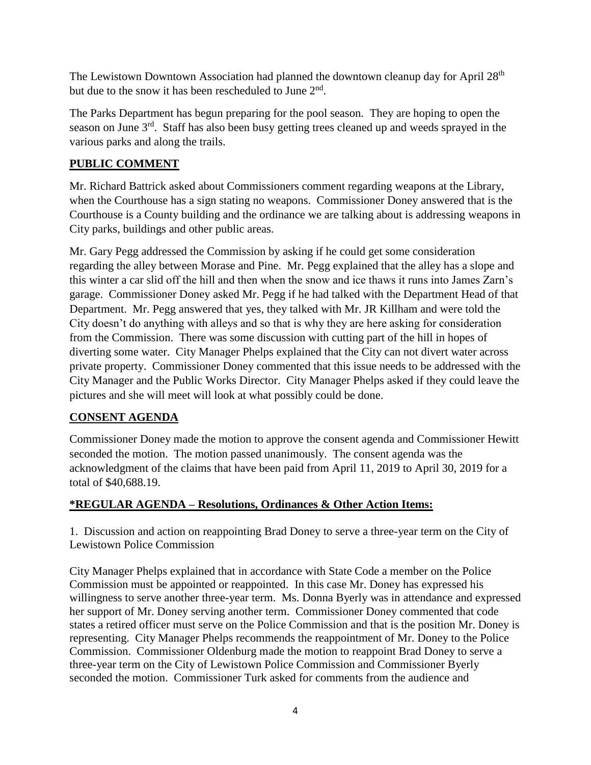The Lewistown Downtown Association had planned the downtown cleanup day for April 28th but due to the snow it has been rescheduled to June 2nd.

The Parks Department has begun preparing for the pool season. They are hoping to open the season on June 3rd. Staff has also been busy getting trees cleaned up and weeds sprayed in the various parks and along the trails.

## PUBLIC COMMENT

Mr. Richard Battrick asked about Commissioners comment regarding weapons at the Library, when the Courthouse has a sign stating no weapons. Commissioner Doney answered that is the Courthouse is a County building and the ordinance we are talking about is addressing weapons in City parks, buildings and other public areas.

Mr. Gary Pegg addressed the Commission by asking if he could get some consideration regarding the alley between Morase and Pine. Mr. Pegg explained that the alley has a slope and this winter a car slid off the hill and then when the snow and ice thaws it runs into James Zarn's garage. Commissioner Doney asked Mr. Pegg if he had talked with the Department Head of that Department. Mr. Pegg answered that yes, they talked with Mr. JR Killham and were told the City doesn't do anything with alleys and so that is why they are here asking for consideration from the Commission. There was some discussion with cutting part of the hill in hopes of diverting some water. City Manager Phelps explained that the City can not divert water across private property. Commissioner Doney commented that this issue needs to be addressed with the City Manager and the Public Works Director. City Manager Phelps asked if they could leave the pictures and she will meet will look at what possibly could be done.

## CONSENT AGENDA

Commissioner Doney made the motion to approve the consent agenda and Commissioner Hewitt seconded the motion. The motion passed unanimously. The consent agenda was the acknowledgment of the claims that have been paid from April 11, 2019 to April 30, 2019 for a total of $40,688.19.

## *REGULAR AGENDA – Resolutions, Ordinances & Other Action Items:

1. Discussion and action on reappointing Brad Doney to serve a three-year term on the City of Lewistown Police Commission

City Manager Phelps explained that in accordance with State Code a member on the Police Commission must be appointed or reappointed. In this case Mr. Doney has expressed his willingness to serve another three-year term. Ms. Donna Byerly was in attendance and expressed her support of Mr. Doney serving another term. Commissioner Doney commented that code states a retired officer must serve on the Police Commission and that is the position Mr. Doney is representing. City Manager Phelps recommends the reappointment of Mr. Doney to the Police Commission. Commissioner Oldenburg made the motion to reappoint Brad Doney to serve a three-year term on the City of Lewistown Police Commission and Commissioner Byerly seconded the motion. Commissioner Turk asked for comments from the audience and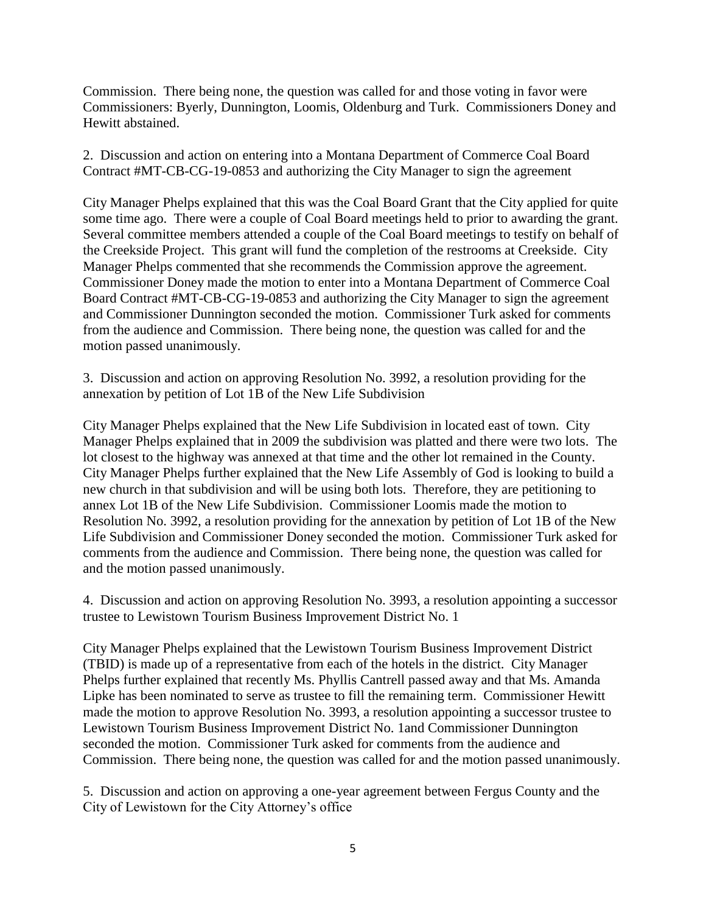Commission. There being none, the question was called for and those voting in favor were Commissioners: Byerly, Dunnington, Loomis, Oldenburg and Turk. Commissioners Doney and Hewitt abstained.

2. Discussion and action on entering into a Montana Department of Commerce Coal Board Contract #MT-CB-CG-19-0853 and authorizing the City Manager to sign the agreement

City Manager Phelps explained that this was the Coal Board Grant that the City applied for quite some time ago. There were a couple of Coal Board meetings held to prior to awarding the grant. Several committee members attended a couple of the Coal Board meetings to testify on behalf of the Creekside Project. This grant will fund the completion of the restrooms at Creekside. City Manager Phelps commented that she recommends the Commission approve the agreement. Commissioner Doney made the motion to enter into a Montana Department of Commerce Coal Board Contract #MT-CB-CG-19-0853 and authorizing the City Manager to sign the agreement and Commissioner Dunnington seconded the motion. Commissioner Turk asked for comments from the audience and Commission. There being none, the question was called for and the motion passed unanimously.

3. Discussion and action on approving Resolution No. 3992, a resolution providing for the annexation by petition of Lot 1B of the New Life Subdivision

City Manager Phelps explained that the New Life Subdivision in located east of town. City Manager Phelps explained that in 2009 the subdivision was platted and there were two lots. The lot closest to the highway was annexed at that time and the other lot remained in the County. City Manager Phelps further explained that the New Life Assembly of God is looking to build a new church in that subdivision and will be using both lots. Therefore, they are petitioning to annex Lot 1B of the New Life Subdivision. Commissioner Loomis made the motion to Resolution No. 3992, a resolution providing for the annexation by petition of Lot 1B of the New Life Subdivision and Commissioner Doney seconded the motion. Commissioner Turk asked for comments from the audience and Commission. There being none, the question was called for and the motion passed unanimously.

4. Discussion and action on approving Resolution No. 3993, a resolution appointing a successor trustee to Lewistown Tourism Business Improvement District No. 1

City Manager Phelps explained that the Lewistown Tourism Business Improvement District (TBID) is made up of a representative from each of the hotels in the district. City Manager Phelps further explained that recently Ms. Phyllis Cantrell passed away and that Ms. Amanda Lipke has been nominated to serve as trustee to fill the remaining term. Commissioner Hewitt made the motion to approve Resolution No. 3993, a resolution appointing a successor trustee to Lewistown Tourism Business Improvement District No. 1and Commissioner Dunnington seconded the motion. Commissioner Turk asked for comments from the audience and Commission. There being none, the question was called for and the motion passed unanimously.

5. Discussion and action on approving a one-year agreement between Fergus County and the City of Lewistown for the City Attorney's office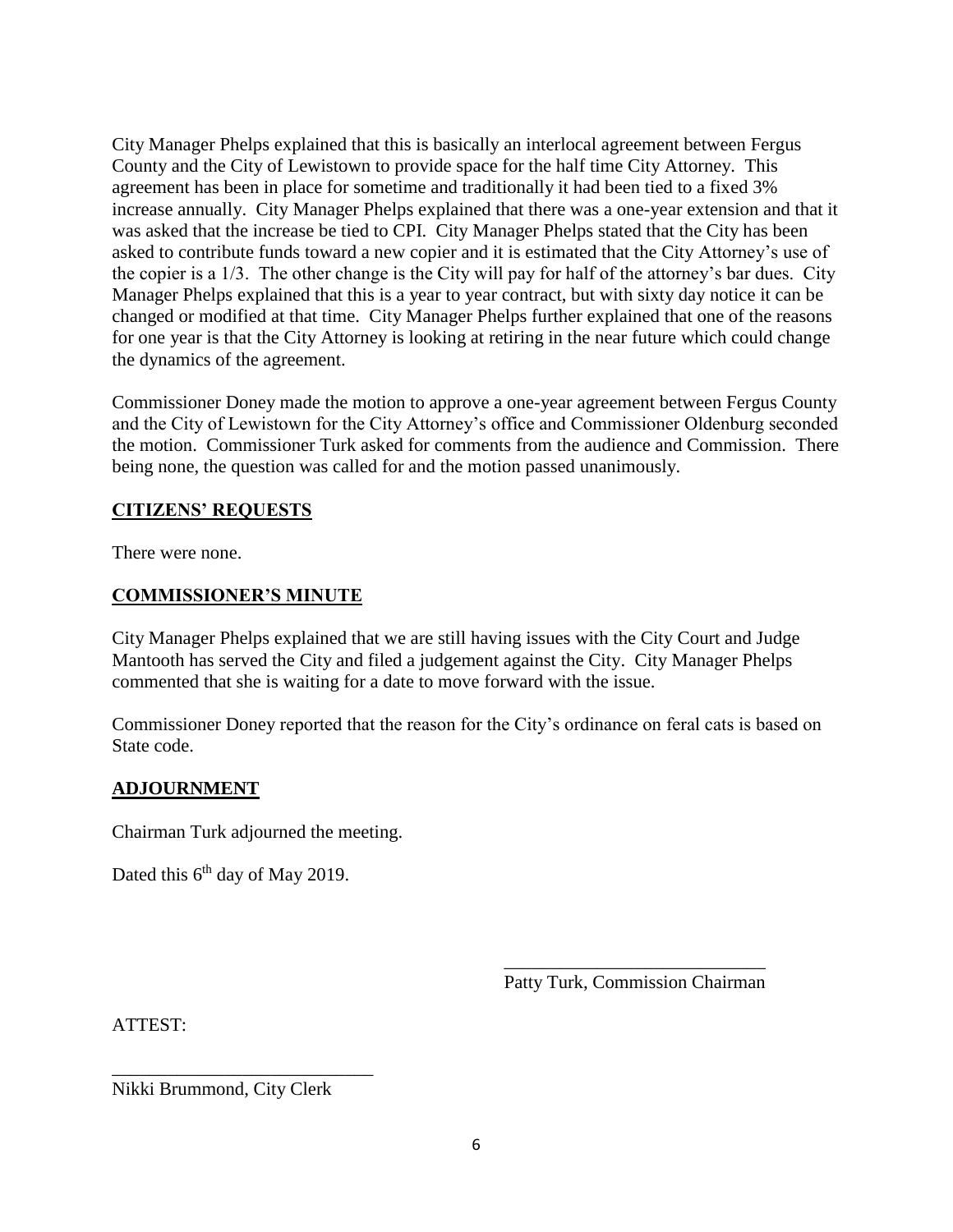City Manager Phelps explained that this is basically an interlocal agreement between Fergus County and the City of Lewistown to provide space for the half time City Attorney. This agreement has been in place for sometime and traditionally it had been tied to a fixed 3% increase annually. City Manager Phelps explained that there was a one-year extension and that it was asked that the increase be tied to CPI. City Manager Phelps stated that the City has been asked to contribute funds toward a new copier and it is estimated that the City Attorney's use of the copier is a 1/3. The other change is the City will pay for half of the attorney's bar dues. City Manager Phelps explained that this is a year to year contract, but with sixty day notice it can be changed or modified at that time. City Manager Phelps further explained that one of the reasons for one year is that the City Attorney is looking at retiring in the near future which could change the dynamics of the agreement.

Commissioner Doney made the motion to approve a one-year agreement between Fergus County and the City of Lewistown for the City Attorney's office and Commissioner Oldenburg seconded the motion. Commissioner Turk asked for comments from the audience and Commission. There being none, the question was called for and the motion passed unanimously.

## CITIZENS' REQUESTS

There were none.

## COMMISSIONER'S MINUTE

City Manager Phelps explained that we are still having issues with the City Court and Judge Mantooth has served the City and filed a judgement against the City. City Manager Phelps commented that she is waiting for a date to move forward with the issue.

Commissioner Doney reported that the reason for the City's ordinance on feral cats is based on State code.

## ADJOURNMENT

Chairman Turk adjourned the meeting.

Dated this 6th day of May 2019.

\_\_\_\_\_\_\_\_\_\_\_\_\_\_\_\_\_\_\_\_\_\_\_\_\_\_\_\_\_\_
Patty Turk, Commission Chairman

ATTEST:

\_\_\_\_\_\_\_\_\_\_\_\_\_\_\_\_\_\_\_\_\_\_\_\_\_\_\_\_\_\_
Nikki Brummond, City Clerk